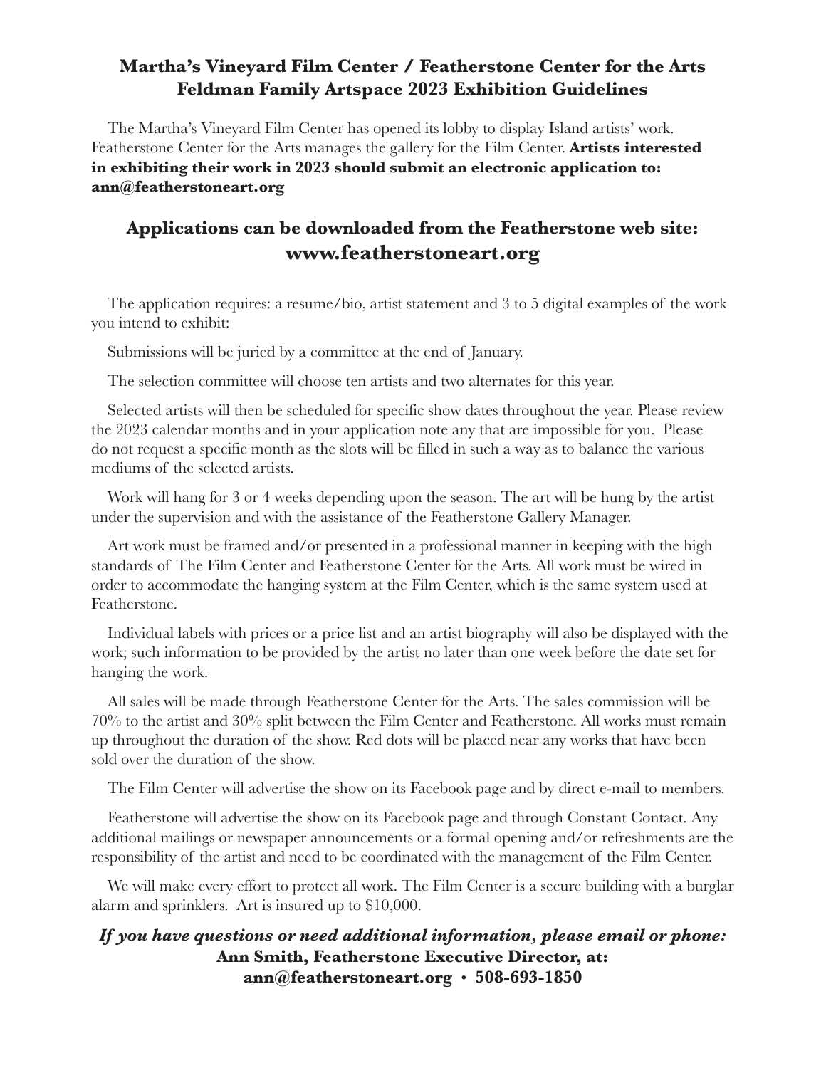# Martha's Vineyard Film Center / Featherstone Center for the Arts
# Feldman Family Artspace 2023 Exhibition Guidelines

The Martha's Vineyard Film Center has opened its lobby to display Island artists' work. Featherstone Center for the Arts manages the gallery for the Film Center. **Artists interested in exhibiting their work in 2023 should submit an electronic application to: ann@featherstoneart.org**

## Applications can be downloaded from the Featherstone web site: www.featherstoneart.org

The application requires: a resume/bio, artist statement and 3 to 5 digital examples of the work you intend to exhibit:

Submissions will be juried by a committee at the end of January.

The selection committee will choose ten artists and two alternates for this year.

Selected artists will then be scheduled for specific show dates throughout the year. Please review the 2023 calendar months and in your application note any that are impossible for you. Please do not request a specific month as the slots will be filled in such a way as to balance the various mediums of the selected artists.

Work will hang for 3 or 4 weeks depending upon the season. The art will be hung by the artist under the supervision and with the assistance of the Featherstone Gallery Manager.

Art work must be framed and/or presented in a professional manner in keeping with the high standards of The Film Center and Featherstone Center for the Arts. All work must be wired in order to accommodate the hanging system at the Film Center, which is the same system used at Featherstone.

Individual labels with prices or a price list and an artist biography will also be displayed with the work; such information to be provided by the artist no later than one week before the date set for hanging the work.

All sales will be made through Featherstone Center for the Arts. The sales commission will be 70% to the artist and 30% split between the Film Center and Featherstone. All works must remain up throughout the duration of the show. Red dots will be placed near any works that have been sold over the duration of the show.

The Film Center will advertise the show on its Facebook page and by direct e-mail to members.

Featherstone will advertise the show on its Facebook page and through Constant Contact. Any additional mailings or newspaper announcements or a formal opening and/or refreshments are the responsibility of the artist and need to be coordinated with the management of the Film Center.

We will make every effort to protect all work. The Film Center is a secure building with a burglar alarm and sprinklers. Art is insured up to $10,000.

***If you have questions or need additional information, please email or phone:***
**Ann Smith, Featherstone Executive Director, at:**
**ann@featherstoneart.org • 508-693-1850**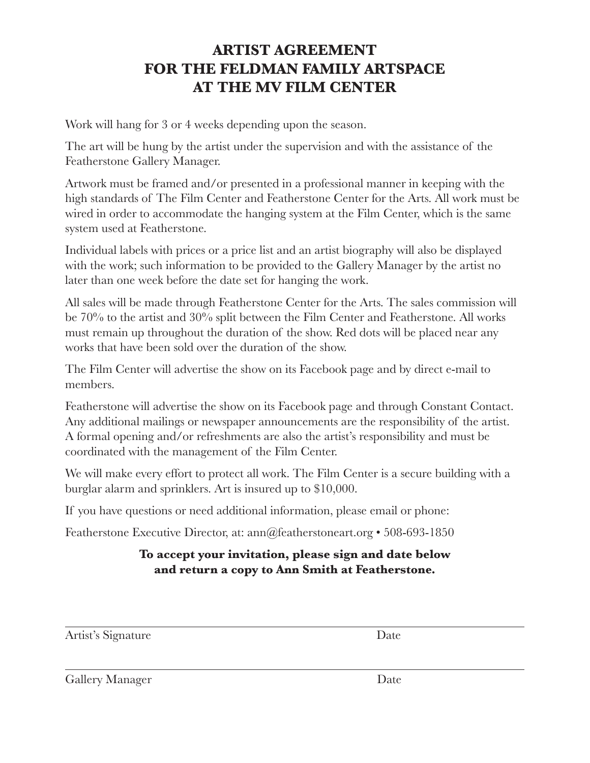# ARTIST AGREEMENT FOR THE FELDMAN FAMILY ARTSPACE AT THE MV FILM CENTER

Work will hang for 3 or 4 weeks depending upon the season.

The art will be hung by the artist under the supervision and with the assistance of the Featherstone Gallery Manager.

Artwork must be framed and/or presented in a professional manner in keeping with the high standards of The Film Center and Featherstone Center for the Arts. All work must be wired in order to accommodate the hanging system at the Film Center, which is the same system used at Featherstone.

Individual labels with prices or a price list and an artist biography will also be displayed with the work; such information to be provided to the Gallery Manager by the artist no later than one week before the date set for hanging the work.

All sales will be made through Featherstone Center for the Arts. The sales commission will be 70% to the artist and 30% split between the Film Center and Featherstone. All works must remain up throughout the duration of the show. Red dots will be placed near any works that have been sold over the duration of the show.

The Film Center will advertise the show on its Facebook page and by direct e-mail to members.

Featherstone will advertise the show on its Facebook page and through Constant Contact. Any additional mailings or newspaper announcements are the responsibility of the artist. A formal opening and/or refreshments are also the artist's responsibility and must be coordinated with the management of the Film Center.

We will make every effort to protect all work. The Film Center is a secure building with a burglar alarm and sprinklers. Art is insured up to $10,000.

If you have questions or need additional information, please email or phone:

Featherstone Executive Director, at: ann@featherstoneart.org • 508-693-1850

**To accept your invitation, please sign and date below and return a copy to Ann Smith at Featherstone.**

Artist's Signature &nbsp;&nbsp;&nbsp;&nbsp;&nbsp;&nbsp;&nbsp;&nbsp;&nbsp;&nbsp;&nbsp;&nbsp;&nbsp;&nbsp;&nbsp;&nbsp; Date

Gallery Manager &nbsp;&nbsp;&nbsp;&nbsp;&nbsp;&nbsp;&nbsp;&nbsp;&nbsp;&nbsp;&nbsp;&nbsp;&nbsp;&nbsp;&nbsp;&nbsp; Date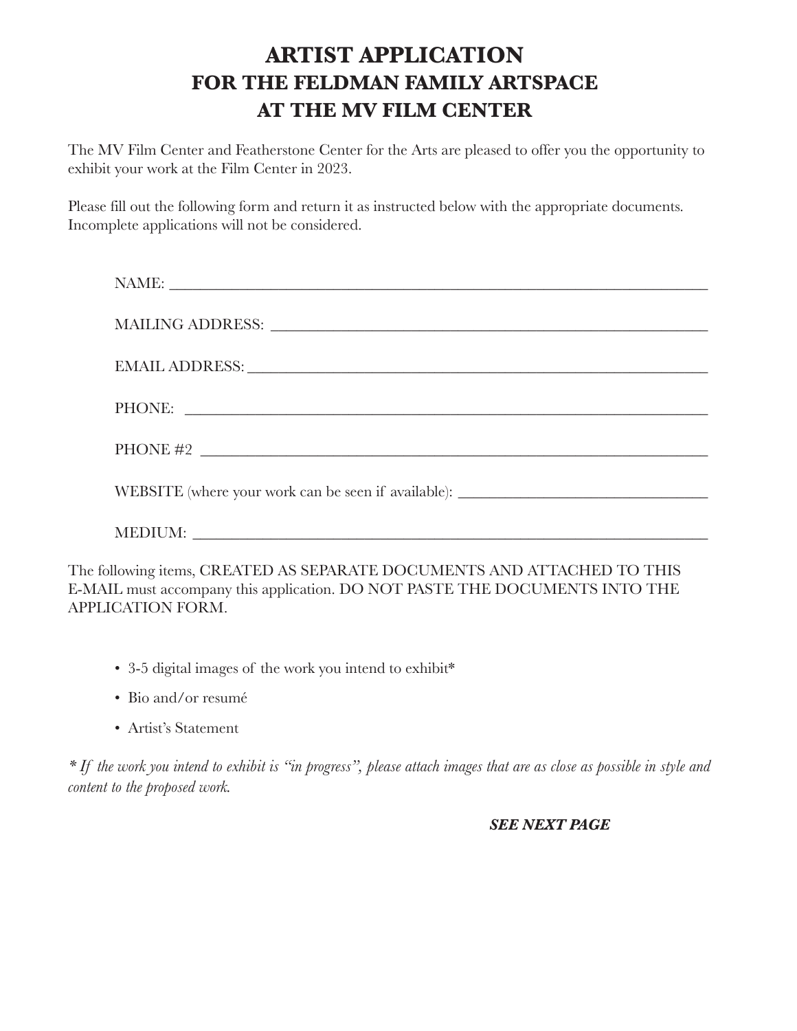# ARTIST APPLICATION
## FOR THE FELDMAN FAMILY ARTSPACE
## AT THE MV FILM CENTER

The MV Film Center and Featherstone Center for the Arts are pleased to offer you the opportunity to exhibit your work at the Film Center in 2023.

Please fill out the following form and return it as instructed below with the appropriate documents. Incomplete applications will not be considered.

NAME: ___________________________________________________________________

MAILING ADDRESS: ________________________________________________________

EMAIL ADDRESS: __________________________________________________________

PHONE: __________________________________________________________________

PHONE #2 ________________________________________________________________

WEBSITE (where your work can be seen if available): ______________________________

MEDIUM: ________________________________________________________________

The following items, CREATED AS SEPARATE DOCUMENTS AND ATTACHED TO THIS E-MAIL must accompany this application. DO NOT PASTE THE DOCUMENTS INTO THE APPLICATION FORM.

- 3-5 digital images of the work you intend to exhibit*
- Bio and/or resumé
- Artist's Statement

*\* If the work you intend to exhibit is "in progress", please attach images that are as close as possible in style and content to the proposed work.*

***SEE NEXT PAGE***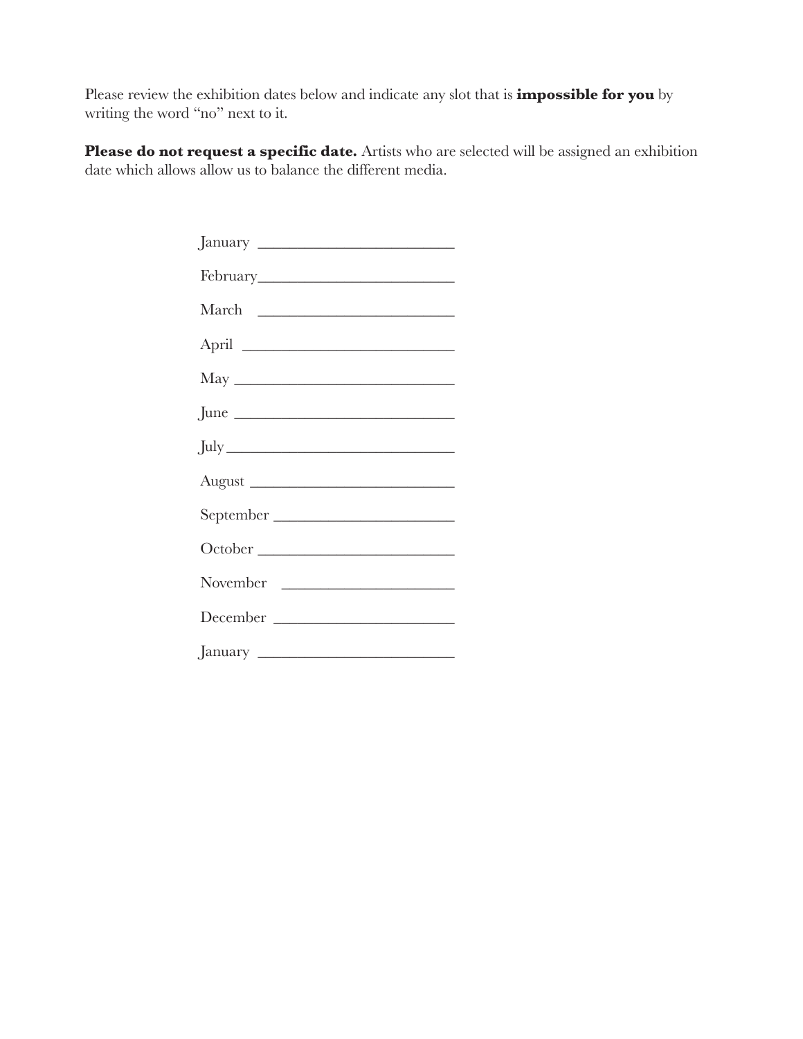Please review the exhibition dates below and indicate any slot that is **impossible for you** by writing the word "no" next to it.

**Please do not request a specific date.** Artists who are selected will be assigned an exhibition date which allows allow us to balance the different media.

January ________________________

February________________________

March ________________________

April ________________________

May ________________________

June ________________________

July________________________

August ________________________

September ________________________

October ________________________

November ________________________

December ________________________

January ________________________